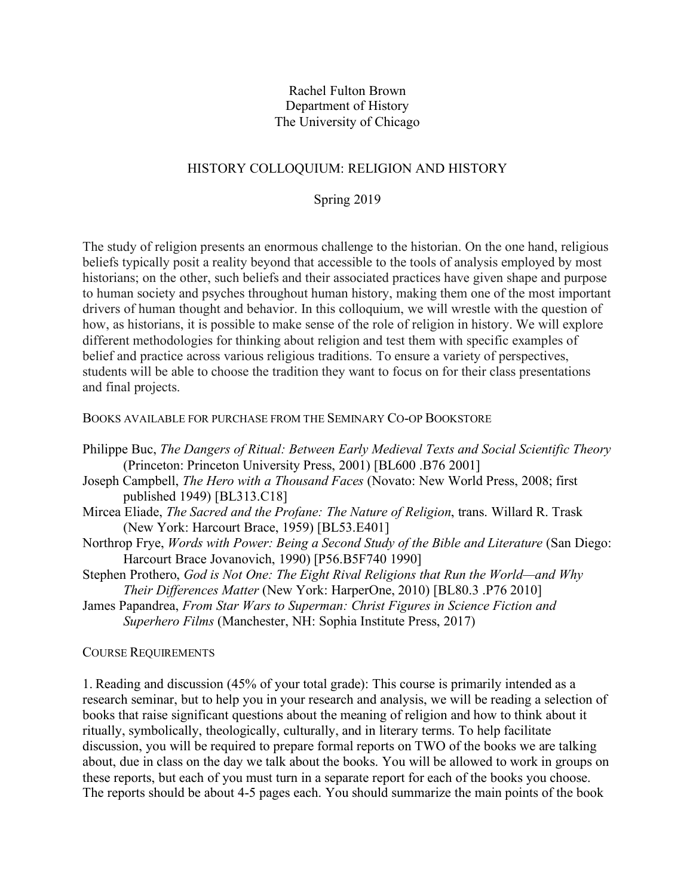Rachel Fulton Brown
Department of History
The University of Chicago

# HISTORY COLLOQUIUM: RELIGION AND HISTORY

Spring 2019

The study of religion presents an enormous challenge to the historian. On the one hand, religious beliefs typically posit a reality beyond that accessible to the tools of analysis employed by most historians; on the other, such beliefs and their associated practices have given shape and purpose to human society and psyches throughout human history, making them one of the most important drivers of human thought and behavior. In this colloquium, we will wrestle with the question of how, as historians, it is possible to make sense of the role of religion in history. We will explore different methodologies for thinking about religion and test them with specific examples of belief and practice across various religious traditions. To ensure a variety of perspectives, students will be able to choose the tradition they want to focus on for their class presentations and final projects.

## BOOKS AVAILABLE FOR PURCHASE FROM THE SEMINARY CO-OP BOOKSTORE

Philippe Buc, *The Dangers of Ritual: Between Early Medieval Texts and Social Scientific Theory* (Princeton: Princeton University Press, 2001) [BL600 .B76 2001]

Joseph Campbell, *The Hero with a Thousand Faces* (Novato: New World Press, 2008; first published 1949) [BL313.C18]

Mircea Eliade, *The Sacred and the Profane: The Nature of Religion*, trans. Willard R. Trask (New York: Harcourt Brace, 1959) [BL53.E401]

Northrop Frye, *Words with Power: Being a Second Study of the Bible and Literature* (San Diego: Harcourt Brace Jovanovich, 1990) [P56.B5F740 1990]

Stephen Prothero, *God is Not One: The Eight Rival Religions that Run the World—and Why Their Differences Matter* (New York: HarperOne, 2010) [BL80.3 .P76 2010]

James Papandrea, *From Star Wars to Superman: Christ Figures in Science Fiction and Superhero Films* (Manchester, NH: Sophia Institute Press, 2017)

## COURSE REQUIREMENTS

1. Reading and discussion (45% of your total grade): This course is primarily intended as a research seminar, but to help you in your research and analysis, we will be reading a selection of books that raise significant questions about the meaning of religion and how to think about it ritually, symbolically, theologically, culturally, and in literary terms. To help facilitate discussion, you will be required to prepare formal reports on TWO of the books we are talking about, due in class on the day we talk about the books. You will be allowed to work in groups on these reports, but each of you must turn in a separate report for each of the books you choose. The reports should be about 4-5 pages each. You should summarize the main points of the book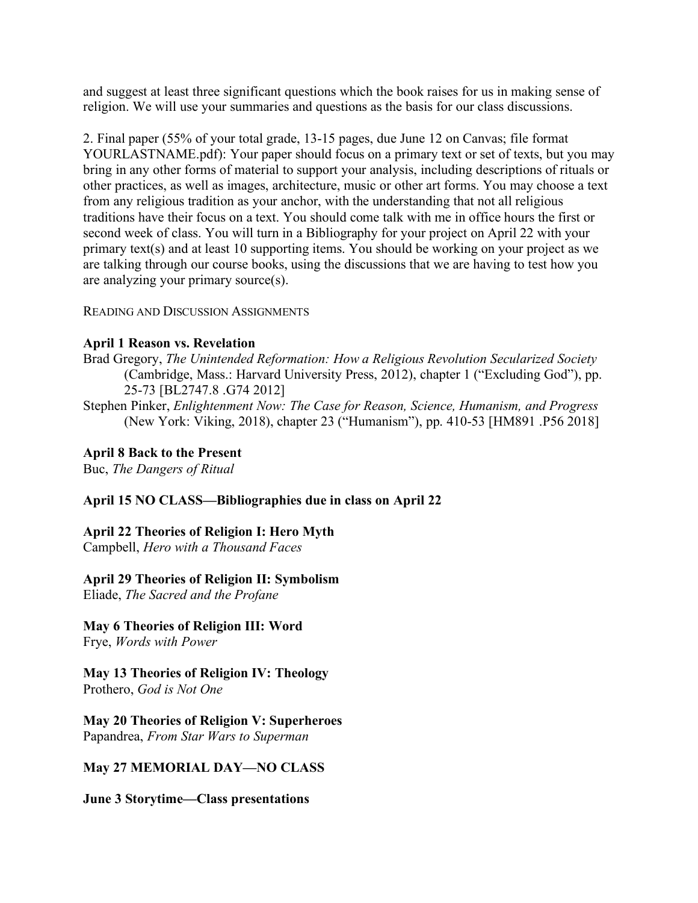and suggest at least three significant questions which the book raises for us in making sense of religion. We will use your summaries and questions as the basis for our class discussions.

2. Final paper (55% of your total grade, 13-15 pages, due June 12 on Canvas; file format YOURLASTNAME.pdf): Your paper should focus on a primary text or set of texts, but you may bring in any other forms of material to support your analysis, including descriptions of rituals or other practices, as well as images, architecture, music or other art forms. You may choose a text from any religious tradition as your anchor, with the understanding that not all religious traditions have their focus on a text. You should come talk with me in office hours the first or second week of class. You will turn in a Bibliography for your project on April 22 with your primary text(s) and at least 10 supporting items. You should be working on your project as we are talking through our course books, using the discussions that we are having to test how you are analyzing your primary source(s).

READING AND DISCUSSION ASSIGNMENTS

**April 1 Reason vs. Revelation**

Brad Gregory, *The Unintended Reformation: How a Religious Revolution Secularized Society* (Cambridge, Mass.: Harvard University Press, 2012), chapter 1 ("Excluding God"), pp. 25-73 [BL2747.8 .G74 2012]

Stephen Pinker, *Enlightenment Now: The Case for Reason, Science, Humanism, and Progress* (New York: Viking, 2018), chapter 23 ("Humanism"), pp. 410-53 [HM891 .P56 2018]

**April 8 Back to the Present**

Buc, *The Dangers of Ritual*

**April 15 NO CLASS—Bibliographies due in class on April 22**

**April 22 Theories of Religion I: Hero Myth**

Campbell, *Hero with a Thousand Faces*

**April 29 Theories of Religion II: Symbolism**

Eliade, *The Sacred and the Profane*

**May 6 Theories of Religion III: Word**

Frye, *Words with Power*

**May 13 Theories of Religion IV: Theology**

Prothero, *God is Not One*

**May 20 Theories of Religion V: Superheroes**

Papandrea, *From Star Wars to Superman*

**May 27 MEMORIAL DAY—NO CLASS**

**June 3 Storytime—Class presentations**